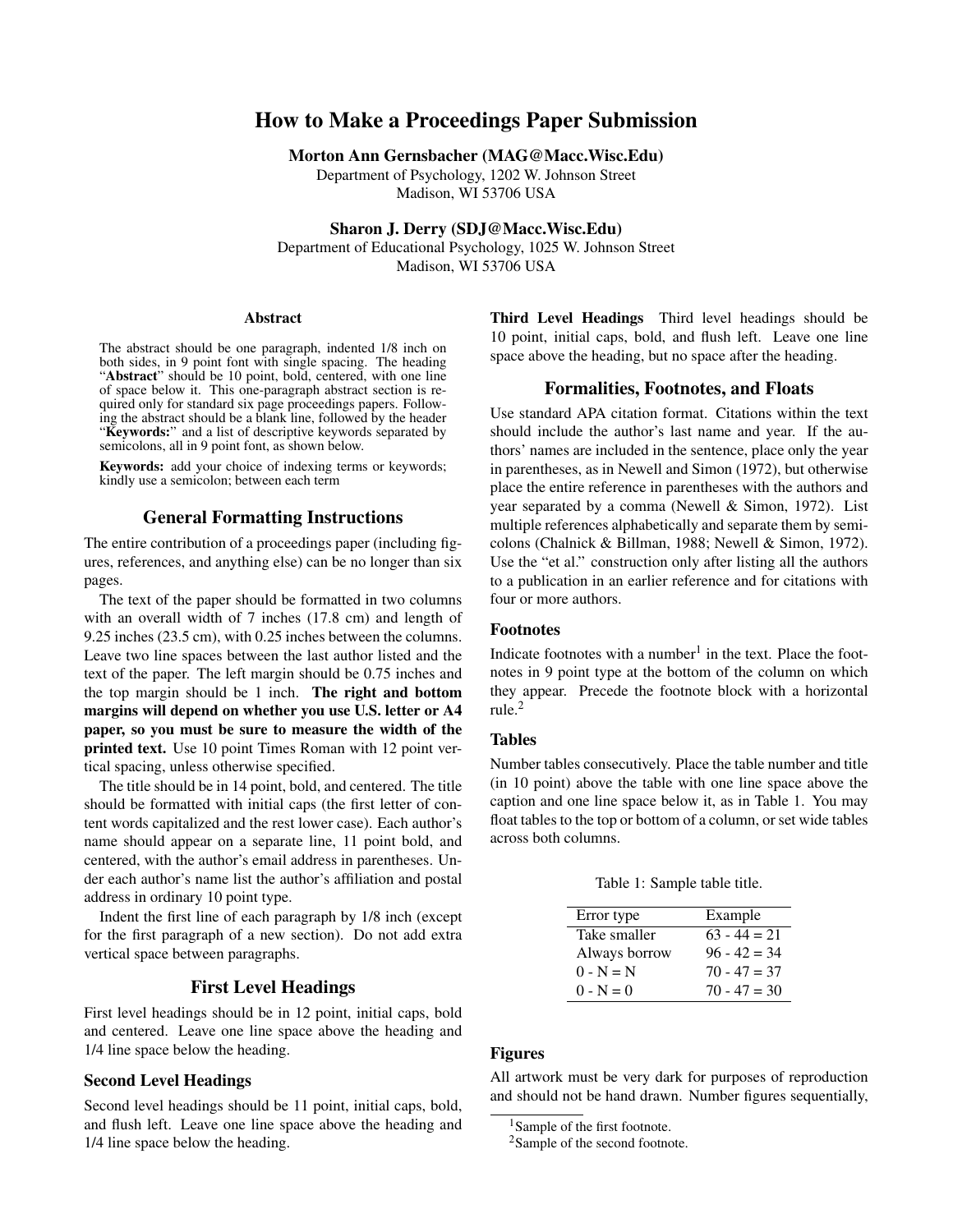# How to Make a Proceedings Paper Submission

**Morton Ann Gernsbacher (MAG@Macc.Wisc.Edu)**
Department of Psychology, 1202 W. Johnson Street
Madison, WI 53706 USA

**Sharon J. Derry (SDJ@Macc.Wisc.Edu)**
Department of Educational Psychology, 1025 W. Johnson Street
Madison, WI 53706 USA

**Abstract**

The abstract should be one paragraph, indented 1/8 inch on both sides, in 9 point font with single spacing. The heading "**Abstract**" should be 10 point, bold, centered, with one line of space below it. This one-paragraph abstract section is required only for standard six page proceedings papers. Following the abstract should be a blank line, followed by the header "**Keywords:**" and a list of descriptive keywords separated by semicolons, all in 9 point font, as shown below.

**Keywords:** add your choice of indexing terms or keywords; kindly use a semicolon; between each term

## General Formatting Instructions

The entire contribution of a proceedings paper (including figures, references, and anything else) can be no longer than six pages.

The text of the paper should be formatted in two columns with an overall width of 7 inches (17.8 cm) and length of 9.25 inches (23.5 cm), with 0.25 inches between the columns. Leave two line spaces between the last author listed and the text of the paper. The left margin should be 0.75 inches and the top margin should be 1 inch. **The right and bottom margins will depend on whether you use U.S. letter or A4 paper, so you must be sure to measure the width of the printed text.** Use 10 point Times Roman with 12 point vertical spacing, unless otherwise specified.

The title should be in 14 point, bold, and centered. The title should be formatted with initial caps (the first letter of content words capitalized and the rest lower case). Each author's name should appear on a separate line, 11 point bold, and centered, with the author's email address in parentheses. Under each author's name list the author's affiliation and postal address in ordinary 10 point type.

Indent the first line of each paragraph by 1/8 inch (except for the first paragraph of a new section). Do not add extra vertical space between paragraphs.

## First Level Headings

First level headings should be in 12 point, initial caps, bold and centered. Leave one line space above the heading and 1/4 line space below the heading.

### Second Level Headings

Second level headings should be 11 point, initial caps, bold, and flush left. Leave one line space above the heading and 1/4 line space below the heading.

**Third Level Headings** Third level headings should be 10 point, initial caps, bold, and flush left. Leave one line space above the heading, but no space after the heading.

## Formalities, Footnotes, and Floats

Use standard APA citation format. Citations within the text should include the author's last name and year. If the authors' names are included in the sentence, place only the year in parentheses, as in Newell and Simon (1972), but otherwise place the entire reference in parentheses with the authors and year separated by a comma (Newell & Simon, 1972). List multiple references alphabetically and separate them by semicolons (Chalnick & Billman, 1988; Newell & Simon, 1972). Use the "et al." construction only after listing all the authors to a publication in an earlier reference and for citations with four or more authors.

### Footnotes

Indicate footnotes with a number[1] in the text. Place the footnotes in 9 point type at the bottom of the column on which they appear. Precede the footnote block with a horizontal rule.[2]

### Tables

Number tables consecutively. Place the table number and title (in 10 point) above the table with one line space above the caption and one line space below it, as in Table 1. You may float tables to the top or bottom of a column, or set wide tables across both columns.

Table 1: Sample table title.

| Error type | Example |
|---|---|
| Take smaller | 63 - 44 = 21 |
| Always borrow | 96 - 42 = 34 |
| 0 - N = N | 70 - 47 = 37 |
| 0 - N = 0 | 70 - 47 = 30 |

### Figures

All artwork must be very dark for purposes of reproduction and should not be hand drawn. Number figures sequentially,

[1] Sample of the first footnote.

[2] Sample of the second footnote.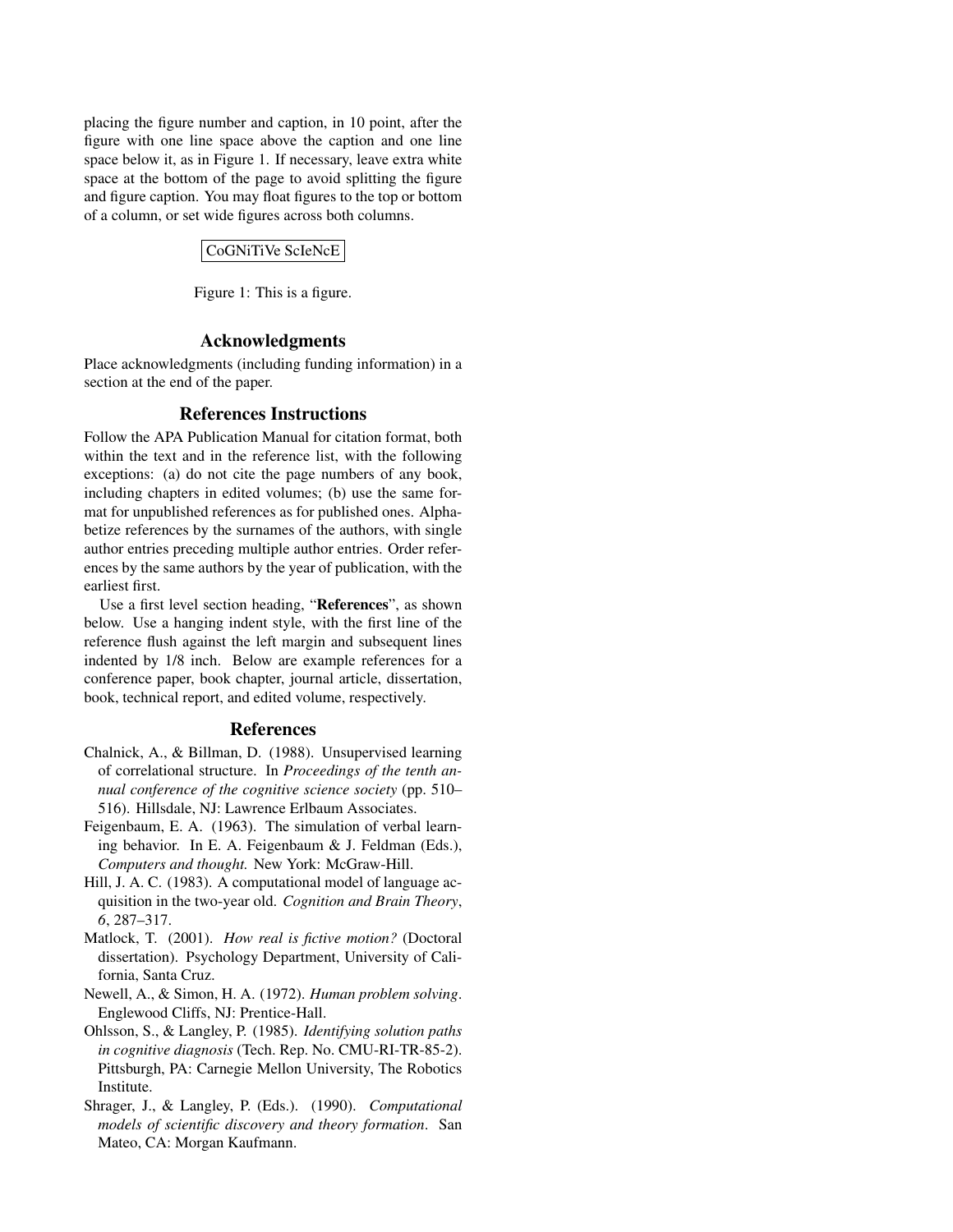placing the figure number and caption, in 10 point, after the figure with one line space above the caption and one line space below it, as in Figure 1. If necessary, leave extra white space at the bottom of the page to avoid splitting the figure and figure caption. You may float figures to the top or bottom of a column, or set wide figures across both columns.

CoGNiTiVe ScIeNcE

Figure 1: This is a figure.

## Acknowledgments

Place acknowledgments (including funding information) in a section at the end of the paper.

## References Instructions

Follow the APA Publication Manual for citation format, both within the text and in the reference list, with the following exceptions: (a) do not cite the page numbers of any book, including chapters in edited volumes; (b) use the same format for unpublished references as for published ones. Alphabetize references by the surnames of the authors, with single author entries preceding multiple author entries. Order references by the same authors by the year of publication, with the earliest first.

Use a first level section heading, "**References**", as shown below. Use a hanging indent style, with the first line of the reference flush against the left margin and subsequent lines indented by 1/8 inch. Below are example references for a conference paper, book chapter, journal article, dissertation, book, technical report, and edited volume, respectively.

## References

Chalnick, A., & Billman, D. (1988). Unsupervised learning of correlational structure. In *Proceedings of the tenth annual conference of the cognitive science society* (pp. 510–516). Hillsdale, NJ: Lawrence Erlbaum Associates.

Feigenbaum, E. A. (1963). The simulation of verbal learning behavior. In E. A. Feigenbaum & J. Feldman (Eds.), *Computers and thought.* New York: McGraw-Hill.

Hill, J. A. C. (1983). A computational model of language acquisition in the two-year old. *Cognition and Brain Theory*, *6*, 287–317.

Matlock, T. (2001). *How real is fictive motion?* (Doctoral dissertation). Psychology Department, University of California, Santa Cruz.

Newell, A., & Simon, H. A. (1972). *Human problem solving*. Englewood Cliffs, NJ: Prentice-Hall.

Ohlsson, S., & Langley, P. (1985). *Identifying solution paths in cognitive diagnosis* (Tech. Rep. No. CMU-RI-TR-85-2). Pittsburgh, PA: Carnegie Mellon University, The Robotics Institute.

Shrager, J., & Langley, P. (Eds.). (1990). *Computational models of scientific discovery and theory formation*. San Mateo, CA: Morgan Kaufmann.